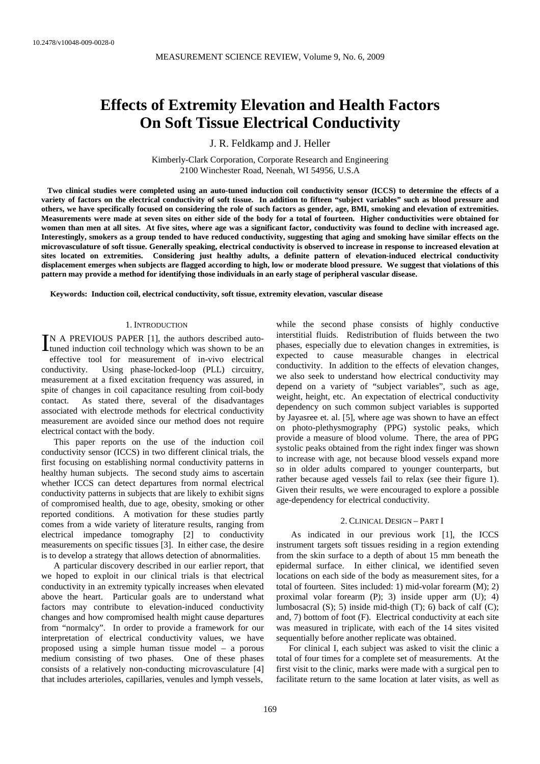10.2478/v10048-009-0028-0

# Effects of Extremity Elevation and Health Factors On Soft Tissue Electrical Conductivity

J. R. Feldkamp and J. Heller

Kimberly-Clark Corporation, Corporate Research and Engineering
2100 Winchester Road, Neenah, WI 54956, U.S.A

**Two clinical studies were completed using an auto-tuned induction coil conductivity sensor (ICCS) to determine the effects of a variety of factors on the electrical conductivity of soft tissue. In addition to fifteen "subject variables" such as blood pressure and others, we have specifically focused on considering the role of such factors as gender, age, BMI, smoking and elevation of extremities. Measurements were made at seven sites on either side of the body for a total of fourteen. Higher conductivities were obtained for women than men at all sites. At five sites, where age was a significant factor, conductivity was found to decline with increased age. Interestingly, smokers as a group tended to have reduced conductivity, suggesting that aging and smoking have similar effects on the microvasculature of soft tissue. Generally speaking, electrical conductivity is observed to increase in response to increased elevation at sites located on extremities. Considering just healthy adults, a definite pattern of elevation-induced electrical conductivity displacement emerges when subjects are flagged according to high, low or moderate blood pressure. We suggest that violations of this pattern may provide a method for identifying those individuals in an early stage of peripheral vascular disease.**

**Keywords: Induction coil, electrical conductivity, soft tissue, extremity elevation, vascular disease**

## 1. Introduction

In a previous paper [1], the authors described auto-tuned induction coil technology which was shown to be an effective tool for measurement of in-vivo electrical conductivity. Using phase-locked-loop (PLL) circuitry, measurement at a fixed excitation frequency was assured, in spite of changes in coil capacitance resulting from coil-body contact. As stated there, several of the disadvantages associated with electrode methods for electrical conductivity measurement are avoided since our method does not require electrical contact with the body.

This paper reports on the use of the induction coil conductivity sensor (ICCS) in two different clinical trials, the first focusing on establishing normal conductivity patterns in healthy human subjects. The second study aims to ascertain whether ICCS can detect departures from normal electrical conductivity patterns in subjects that are likely to exhibit signs of compromised health, due to age, obesity, smoking or other reported conditions. A motivation for these studies partly comes from a wide variety of literature results, ranging from electrical impedance tomography [2] to conductivity measurements on specific tissues [3]. In either case, the desire is to develop a strategy that allows detection of abnormalities.

A particular discovery described in our earlier report, that we hoped to exploit in our clinical trials is that electrical conductivity in an extremity typically increases when elevated above the heart. Particular goals are to understand what factors may contribute to elevation-induced conductivity changes and how compromised health might cause departures from "normalcy". In order to provide a framework for our interpretation of electrical conductivity values, we have proposed using a simple human tissue model – a porous medium consisting of two phases. One of these phases consists of a relatively non-conducting microvasculature [4] that includes arterioles, capillaries, venules and lymph vessels, while the second phase consists of highly conductive interstitial fluids. Redistribution of fluids between the two phases, especially due to elevation changes in extremities, is expected to cause measurable changes in electrical conductivity. In addition to the effects of elevation changes, we also seek to understand how electrical conductivity may depend on a variety of "subject variables", such as age, weight, height, etc. An expectation of electrical conductivity dependency on such common subject variables is supported by Jayasree et. al. [5], where age was shown to have an effect on photo-plethysmography (PPG) systolic peaks, which provide a measure of blood volume. There, the area of PPG systolic peaks obtained from the right index finger was shown to increase with age, not because blood vessels expand more so in older adults compared to younger counterparts, but rather because aged vessels fail to relax (see their figure 1). Given their results, we were encouraged to explore a possible age-dependency for electrical conductivity.

## 2. Clinical Design – Part I

As indicated in our previous work [1], the ICCS instrument targets soft tissues residing in a region extending from the skin surface to a depth of about 15 mm beneath the epidermal surface. In either clinical, we identified seven locations on each side of the body as measurement sites, for a total of fourteen. Sites included: 1) mid-volar forearm (M); 2) proximal volar forearm (P); 3) inside upper arm (U); 4) lumbosacral (S); 5) inside mid-thigh (T); 6) back of calf (C); and, 7) bottom of foot (F). Electrical conductivity at each site was measured in triplicate, with each of the 14 sites visited sequentially before another replicate was obtained.

For clinical I, each subject was asked to visit the clinic a total of four times for a complete set of measurements. At the first visit to the clinic, marks were made with a surgical pen to facilitate return to the same location at later visits, as well as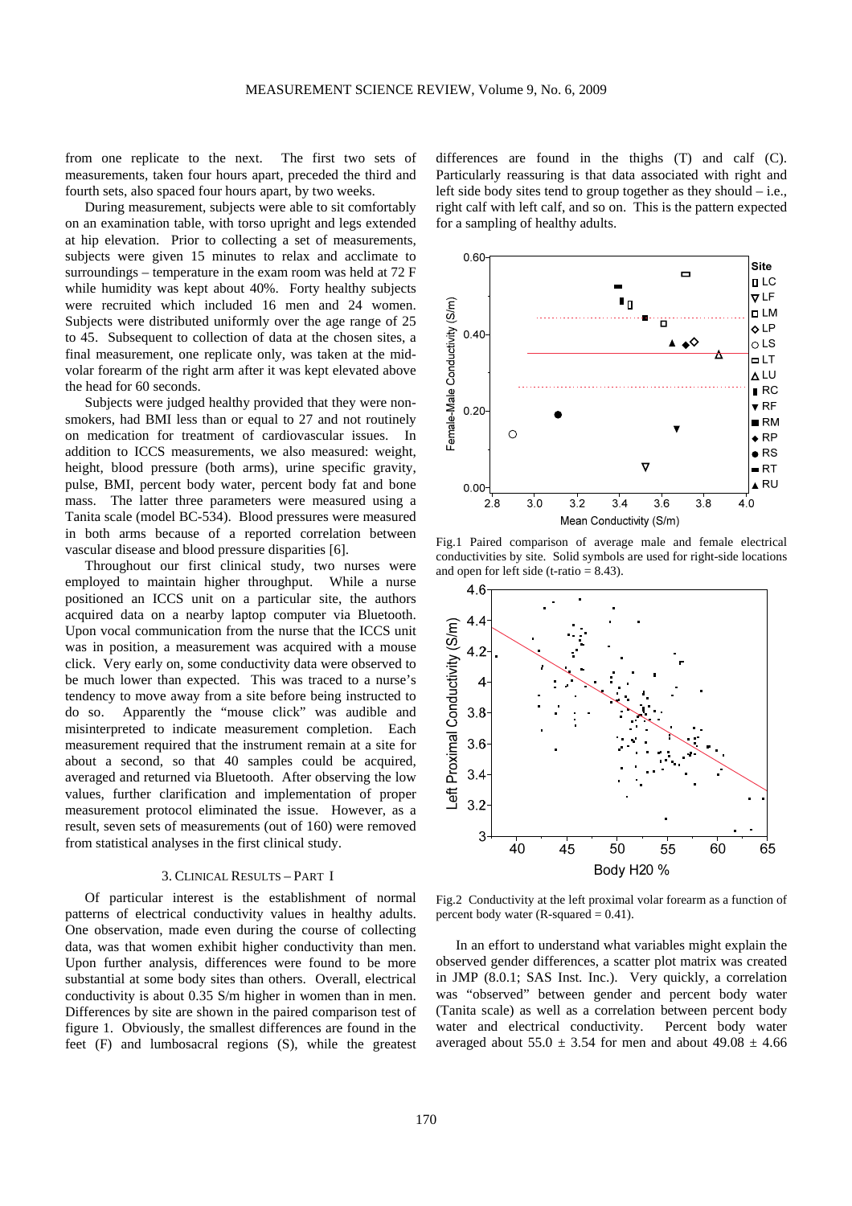from one replicate to the next. The first two sets of measurements, taken four hours apart, preceded the third and fourth sets, also spaced four hours apart, by two weeks.

During measurement, subjects were able to sit comfortably on an examination table, with torso upright and legs extended at hip elevation. Prior to collecting a set of measurements, subjects were given 15 minutes to relax and acclimate to surroundings – temperature in the exam room was held at 72 F while humidity was kept about 40%. Forty healthy subjects were recruited which included 16 men and 24 women. Subjects were distributed uniformly over the age range of 25 to 45. Subsequent to collection of data at the chosen sites, a final measurement, one replicate only, was taken at the mid-volar forearm of the right arm after it was kept elevated above the head for 60 seconds.

Subjects were judged healthy provided that they were non-smokers, had BMI less than or equal to 27 and not routinely on medication for treatment of cardiovascular issues. In addition to ICCS measurements, we also measured: weight, height, blood pressure (both arms), urine specific gravity, pulse, BMI, percent body water, percent body fat and bone mass. The latter three parameters were measured using a Tanita scale (model BC-534). Blood pressures were measured in both arms because of a reported correlation between vascular disease and blood pressure disparities [6].

Throughout our first clinical study, two nurses were employed to maintain higher throughput. While a nurse positioned an ICCS unit on a particular site, the authors acquired data on a nearby laptop computer via Bluetooth. Upon vocal communication from the nurse that the ICCS unit was in position, a measurement was acquired with a mouse click. Very early on, some conductivity data were observed to be much lower than expected. This was traced to a nurse's tendency to move away from a site before being instructed to do so. Apparently the "mouse click" was audible and misinterpreted to indicate measurement completion. Each measurement required that the instrument remain at a site for about a second, so that 40 samples could be acquired, averaged and returned via Bluetooth. After observing the low values, further clarification and implementation of proper measurement protocol eliminated the issue. However, as a result, seven sets of measurements (out of 160) were removed from statistical analyses in the first clinical study.

## 3. Clinical Results – Part I

Of particular interest is the establishment of normal patterns of electrical conductivity values in healthy adults. One observation, made even during the course of collecting data, was that women exhibit higher conductivity than men. Upon further analysis, differences were found to be more substantial at some body sites than others. Overall, electrical conductivity is about 0.35 S/m higher in women than in men. Differences by site are shown in the paired comparison test of figure 1. Obviously, the smallest differences are found in the feet (F) and lumbosacral regions (S), while the greatest differences are found in the thighs (T) and calf (C). Particularly reassuring is that data associated with right and left side body sites tend to group together as they should – i.e., right calf with left calf, and so on. This is the pattern expected for a sampling of healthy adults.

Fig.1 Paired comparison of average male and female electrical conductivities by site. Solid symbols are used for right-side locations and open for left side (t-ratio = 8.43).

Fig.2 Conductivity at the left proximal volar forearm as a function of percent body water (R-squared = 0.41).

In an effort to understand what variables might explain the observed gender differences, a scatter plot matrix was created in JMP (8.0.1; SAS Inst. Inc.). Very quickly, a correlation was "observed" between gender and percent body water (Tanita scale) as well as a correlation between percent body water and electrical conductivity. Percent body water averaged about $55.0 \pm 3.54$ for men and about $49.08 \pm 4.66$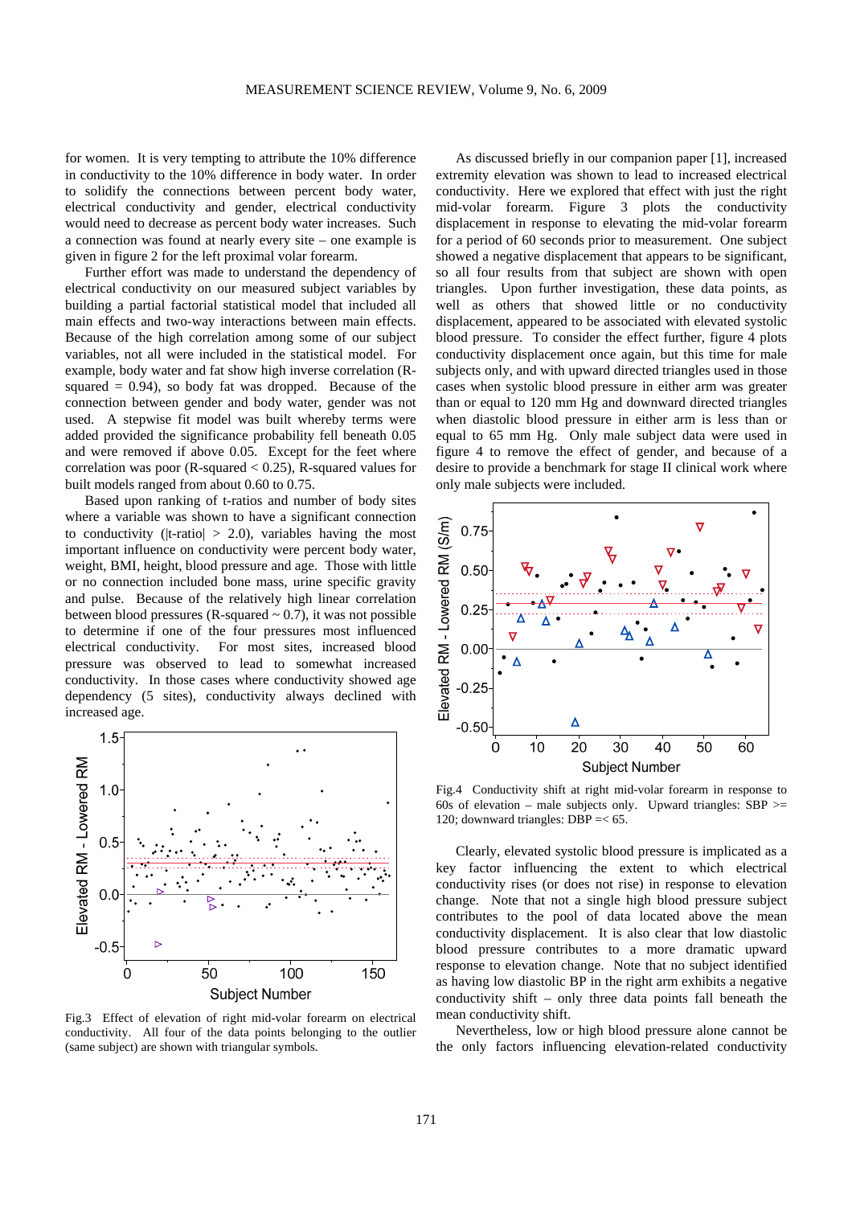for women. It is very tempting to attribute the 10% difference in conductivity to the 10% difference in body water. In order to solidify the connections between percent body water, electrical conductivity and gender, electrical conductivity would need to decrease as percent body water increases. Such a connection was found at nearly every site – one example is given in figure 2 for the left proximal volar forearm.

Further effort was made to understand the dependency of electrical conductivity on our measured subject variables by building a partial factorial statistical model that included all main effects and two-way interactions between main effects. Because of the high correlation among some of our subject variables, not all were included in the statistical model. For example, body water and fat show high inverse correlation (R-squared = 0.94), so body fat was dropped. Because of the connection between gender and body water, gender was not used. A stepwise fit model was built whereby terms were added provided the significance probability fell beneath 0.05 and were removed if above 0.05. Except for the feet where correlation was poor (R-squared < 0.25), R-squared values for built models ranged from about 0.60 to 0.75.

Based upon ranking of t-ratios and number of body sites where a variable was shown to have a significant connection to conductivity (|t-ratio| > 2.0), variables having the most important influence on conductivity were percent body water, weight, BMI, height, blood pressure and age. Those with little or no connection included bone mass, urine specific gravity and pulse. Because of the relatively high linear correlation between blood pressures (R-squared ~ 0.7), it was not possible to determine if one of the four pressures most influenced electrical conductivity. For most sites, increased blood pressure was observed to lead to somewhat increased conductivity. In those cases where conductivity showed age dependency (5 sites), conductivity always declined with increased age.

Fig.3 Effect of elevation of right mid-volar forearm on electrical conductivity. All four of the data points belonging to the outlier (same subject) are shown with triangular symbols.

As discussed briefly in our companion paper [1], increased extremity elevation was shown to lead to increased electrical conductivity. Here we explored that effect with just the right mid-volar forearm. Figure 3 plots the conductivity displacement in response to elevating the mid-volar forearm for a period of 60 seconds prior to measurement. One subject showed a negative displacement that appears to be significant, so all four results from that subject are shown with open triangles. Upon further investigation, these data points, as well as others that showed little or no conductivity displacement, appeared to be associated with elevated systolic blood pressure. To consider the effect further, figure 4 plots conductivity displacement once again, but this time for male subjects only, and with upward directed triangles used in those cases when systolic blood pressure in either arm was greater than or equal to 120 mm Hg and downward directed triangles when diastolic blood pressure in either arm is less than or equal to 65 mm Hg. Only male subject data were used in figure 4 to remove the effect of gender, and because of a desire to provide a benchmark for stage II clinical work where only male subjects were included.

Fig.4 Conductivity shift at right mid-volar forearm in response to 60s of elevation – male subjects only. Upward triangles: SBP >= 120; downward triangles: DBP =< 65.

Clearly, elevated systolic blood pressure is implicated as a key factor influencing the extent to which electrical conductivity rises (or does not rise) in response to elevation change. Note that not a single high blood pressure subject contributes to the pool of data located above the mean conductivity displacement. It is also clear that low diastolic blood pressure contributes to a more dramatic upward response to elevation change. Note that no subject identified as having low diastolic BP in the right arm exhibits a negative conductivity shift – only three data points fall beneath the mean conductivity shift.

Nevertheless, low or high blood pressure alone cannot be the only factors influencing elevation-related conductivity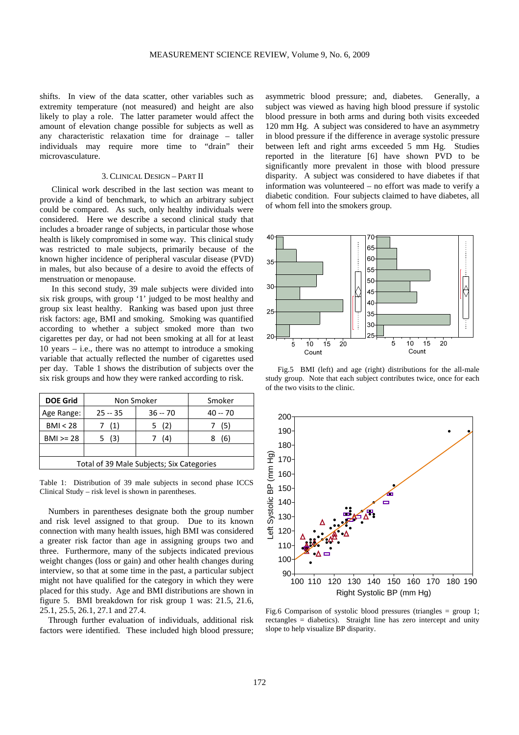shifts. In view of the data scatter, other variables such as extremity temperature (not measured) and height are also likely to play a role. The latter parameter would affect the amount of elevation change possible for subjects as well as any characteristic relaxation time for drainage – taller individuals may require more time to "drain" their microvasculature.

## 3. Clinical Design – Part II

Clinical work described in the last section was meant to provide a kind of benchmark, to which an arbitrary subject could be compared. As such, only healthy individuals were considered. Here we describe a second clinical study that includes a broader range of subjects, in particular those whose health is likely compromised in some way. This clinical study was restricted to male subjects, primarily because of the known higher incidence of peripheral vascular disease (PVD) in males, but also because of a desire to avoid the effects of menstruation or menopause.

In this second study, 39 male subjects were divided into six risk groups, with group '1' judged to be most healthy and group six least healthy. Ranking was based upon just three risk factors: age, BMI and smoking. Smoking was quantified according to whether a subject smoked more than two cigarettes per day, or had not been smoking at all for at least 10 years – i.e., there was no attempt to introduce a smoking variable that actually reflected the number of cigarettes used per day. Table 1 shows the distribution of subjects over the six risk groups and how they were ranked according to risk.

| **DOE Grid** | Non Smoker | | Smoker |
|---|---|---|---|
| Age Range: | 25 -- 35 | 36 -- 70 | 40 -- 70 |
| BMI < 28 | 7 (1) | 5 (2) | 7 (5) |
| BMI >= 28 | 5 (3) | 7 (4) | 8 (6) |
| | | | |
| Total of 39 Male Subjects; Six Categories | | | |

Table 1: Distribution of 39 male subjects in second phase ICCS Clinical Study – risk level is shown in parentheses.

Numbers in parentheses designate both the group number and risk level assigned to that group. Due to its known connection with many health issues, high BMI was considered a greater risk factor than age in assigning groups two and three. Furthermore, many of the subjects indicated previous weight changes (loss or gain) and other health changes during interview, so that at some time in the past, a particular subject might not have qualified for the category in which they were placed for this study. Age and BMI distributions are shown in figure 5. BMI breakdown for risk group 1 was: 21.5, 21.6, 25.1, 25.5, 26.1, 27.1 and 27.4.

Through further evaluation of individuals, additional risk factors were identified. These included high blood pressure; asymmetric blood pressure; and, diabetes. Generally, a subject was viewed as having high blood pressure if systolic blood pressure in both arms and during both visits exceeded 120 mm Hg. A subject was considered to have an asymmetry in blood pressure if the difference in average systolic pressure between left and right arms exceeded 5 mm Hg. Studies reported in the literature [6] have shown PVD to be significantly more prevalent in those with blood pressure disparity. A subject was considered to have diabetes if that information was volunteered – no effort was made to verify a diabetic condition. Four subjects claimed to have diabetes, all of whom fell into the smokers group.

Fig.5 BMI (left) and age (right) distributions for the all-male study group. Note that each subject contributes twice, once for each of the two visits to the clinic.

Fig.6 Comparison of systolic blood pressures (triangles = group 1; rectangles = diabetics). Straight line has zero intercept and unity slope to help visualize BP disparity.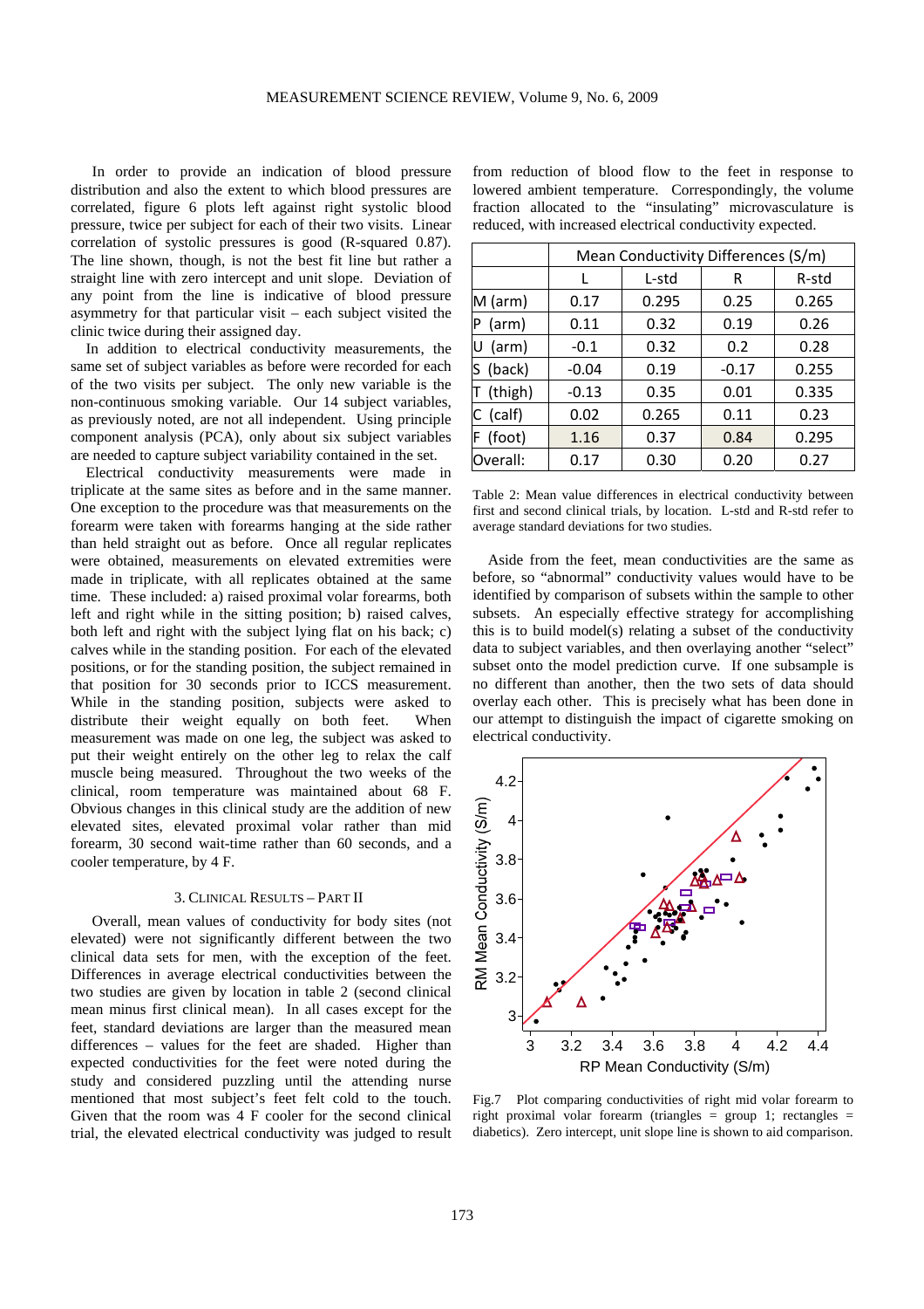In order to provide an indication of blood pressure distribution and also the extent to which blood pressures are correlated, figure 6 plots left against right systolic blood pressure, twice per subject for each of their two visits. Linear correlation of systolic pressures is good (R-squared 0.87). The line shown, though, is not the best fit line but rather a straight line with zero intercept and unit slope. Deviation of any point from the line is indicative of blood pressure asymmetry for that particular visit – each subject visited the clinic twice during their assigned day.

In addition to electrical conductivity measurements, the same set of subject variables as before were recorded for each of the two visits per subject. The only new variable is the non-continuous smoking variable. Our 14 subject variables, as previously noted, are not all independent. Using principle component analysis (PCA), only about six subject variables are needed to capture subject variability contained in the set.

Electrical conductivity measurements were made in triplicate at the same sites as before and in the same manner. One exception to the procedure was that measurements on the forearm were taken with forearms hanging at the side rather than held straight out as before. Once all regular replicates were obtained, measurements on elevated extremities were made in triplicate, with all replicates obtained at the same time. These included: a) raised proximal volar forearms, both left and right while in the sitting position; b) raised calves, both left and right with the subject lying flat on his back; c) calves while in the standing position. For each of the elevated positions, or for the standing position, the subject remained in that position for 30 seconds prior to ICCS measurement. While in the standing position, subjects were asked to distribute their weight equally on both feet. When measurement was made on one leg, the subject was asked to put their weight entirely on the other leg to relax the calf muscle being measured. Throughout the two weeks of the clinical, room temperature was maintained about 68 F. Obvious changes in this clinical study are the addition of new elevated sites, elevated proximal volar rather than mid forearm, 30 second wait-time rather than 60 seconds, and a cooler temperature, by 4 F.

## 3. Clinical Results – Part II

Overall, mean values of conductivity for body sites (not elevated) were not significantly different between the two clinical data sets for men, with the exception of the feet. Differences in average electrical conductivities between the two studies are given by location in table 2 (second clinical mean minus first clinical mean). In all cases except for the feet, standard deviations are larger than the measured mean differences – values for the feet are shaded. Higher than expected conductivities for the feet were noted during the study and considered puzzling until the attending nurse mentioned that most subject's feet felt cold to the touch. Given that the room was 4 F cooler for the second clinical trial, the elevated electrical conductivity was judged to result from reduction of blood flow to the feet in response to lowered ambient temperature. Correspondingly, the volume fraction allocated to the "insulating" microvasculature is reduced, with increased electrical conductivity expected.

| | Mean Conductivity Differences (S/m) | | | |
|---|---|---|---|---|
| | L | L-std | R | R-std |
| M (arm) | 0.17 | 0.295 | 0.25 | 0.265 |
| P (arm) | 0.11 | 0.32 | 0.19 | 0.26 |
| U (arm) | -0.1 | 0.32 | 0.2 | 0.28 |
| S (back) | -0.04 | 0.19 | -0.17 | 0.255 |
| T (thigh) | -0.13 | 0.35 | 0.01 | 0.335 |
| C (calf) | 0.02 | 0.265 | 0.11 | 0.23 |
| F (foot) | 1.16 | 0.37 | 0.84 | 0.295 |
| Overall: | 0.17 | 0.30 | 0.20 | 0.27 |

Table 2: Mean value differences in electrical conductivity between first and second clinical trials, by location. L-std and R-std refer to average standard deviations for two studies.

Aside from the feet, mean conductivities are the same as before, so "abnormal" conductivity values would have to be identified by comparison of subsets within the sample to other subsets. An especially effective strategy for accomplishing this is to build model(s) relating a subset of the conductivity data to subject variables, and then overlaying another "select" subset onto the model prediction curve. If one subsample is no different than another, then the two sets of data should overlay each other. This is precisely what has been done in our attempt to distinguish the impact of cigarette smoking on electrical conductivity.

Fig.7 Plot comparing conductivities of right mid volar forearm to right proximal volar forearm (triangles = group 1; rectangles = diabetics). Zero intercept, unit slope line is shown to aid comparison.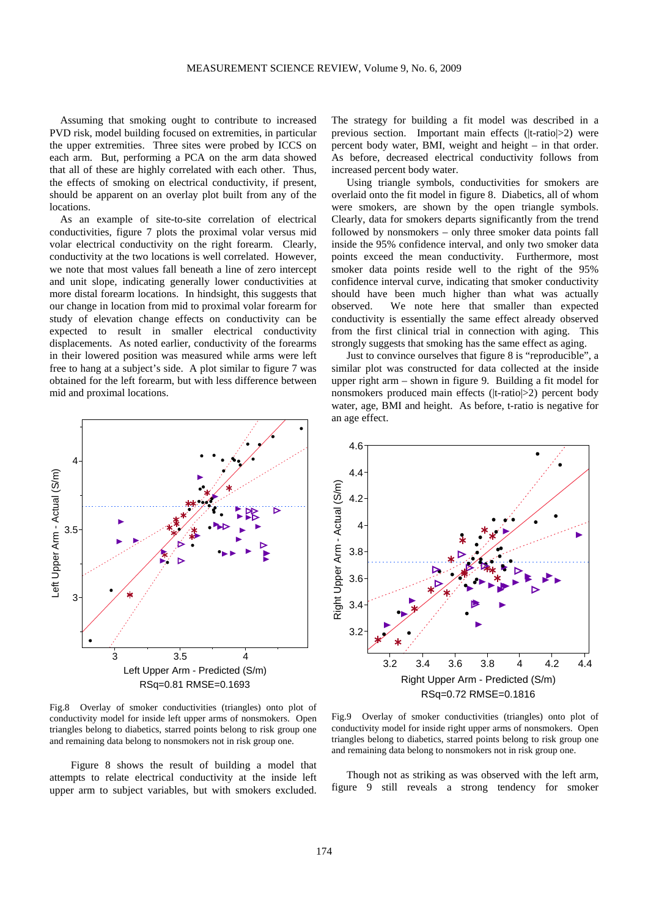Assuming that smoking ought to contribute to increased PVD risk, model building focused on extremities, in particular the upper extremities. Three sites were probed by ICCS on each arm. But, performing a PCA on the arm data showed that all of these are highly correlated with each other. Thus, the effects of smoking on electrical conductivity, if present, should be apparent on an overlay plot built from any of the locations.

As an example of site-to-site correlation of electrical conductivities, figure 7 plots the proximal volar versus mid volar electrical conductivity on the right forearm. Clearly, conductivity at the two locations is well correlated. However, we note that most values fall beneath a line of zero intercept and unit slope, indicating generally lower conductivities at more distal forearm locations. In hindsight, this suggests that our change in location from mid to proximal volar forearm for study of elevation change effects on conductivity can be expected to result in smaller electrical conductivity displacements. As noted earlier, conductivity of the forearms in their lowered position was measured while arms were left free to hang at a subject's side. A plot similar to figure 7 was obtained for the left forearm, but with less difference between mid and proximal locations.

Fig.8 Overlay of smoker conductivities (triangles) onto plot of conductivity model for inside left upper arms of nonsmokers. Open triangles belong to diabetics, starred points belong to risk group one and remaining data belong to nonsmokers not in risk group one.

Figure 8 shows the result of building a model that attempts to relate electrical conductivity at the inside left upper arm to subject variables, but with smokers excluded. The strategy for building a fit model was described in a previous section. Important main effects (|t-ratio|>2) were percent body water, BMI, weight and height – in that order. As before, decreased electrical conductivity follows from increased percent body water.

Using triangle symbols, conductivities for smokers are overlaid onto the fit model in figure 8. Diabetics, all of whom were smokers, are shown by the open triangle symbols. Clearly, data for smokers departs significantly from the trend followed by nonsmokers – only three smoker data points fall inside the 95% confidence interval, and only two smoker data points exceed the mean conductivity. Furthermore, most smoker data points reside well to the right of the 95% confidence interval curve, indicating that smoker conductivity should have been much higher than what was actually observed. We note here that smaller than expected conductivity is essentially the same effect already observed from the first clinical trial in connection with aging. This strongly suggests that smoking has the same effect as aging.

Just to convince ourselves that figure 8 is "reproducible", a similar plot was constructed for data collected at the inside upper right arm – shown in figure 9. Building a fit model for nonsmokers produced main effects (|t-ratio|>2) percent body water, age, BMI and height. As before, t-ratio is negative for an age effect.

Fig.9 Overlay of smoker conductivities (triangles) onto plot of conductivity model for inside right upper arms of nonsmokers. Open triangles belong to diabetics, starred points belong to risk group one and remaining data belong to nonsmokers not in risk group one.

Though not as striking as was observed with the left arm, figure 9 still reveals a strong tendency for smoker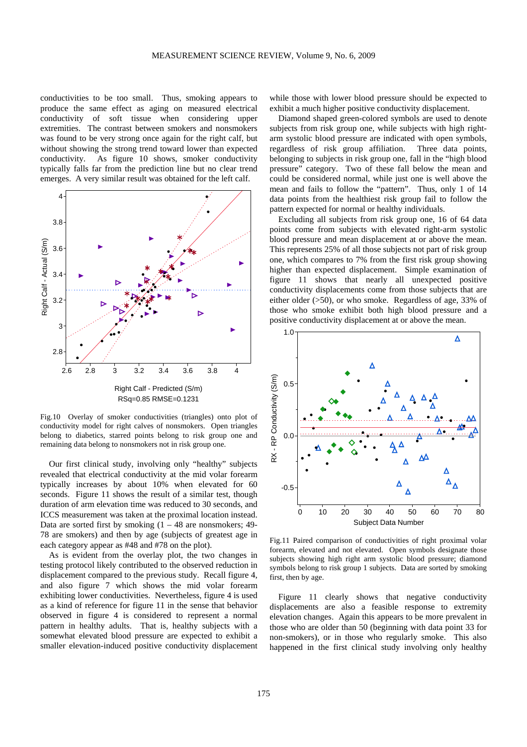conductivities to be too small. Thus, smoking appears to produce the same effect as aging on measured electrical conductivity of soft tissue when considering upper extremities. The contrast between smokers and nonsmokers was found to be very strong once again for the right calf, but without showing the strong trend toward lower than expected conductivity. As figure 10 shows, smoker conductivity typically falls far from the prediction line but no clear trend emerges. A very similar result was obtained for the left calf.

Fig.10 Overlay of smoker conductivities (triangles) onto plot of conductivity model for right calves of nonsmokers. Open triangles belong to diabetics, starred points belong to risk group one and remaining data belong to nonsmokers not in risk group one.

Our first clinical study, involving only "healthy" subjects revealed that electrical conductivity at the mid volar forearm typically increases by about 10% when elevated for 60 seconds. Figure 11 shows the result of a similar test, though duration of arm elevation time was reduced to 30 seconds, and ICCS measurement was taken at the proximal location instead. Data are sorted first by smoking (1 – 48 are nonsmokers; 49-78 are smokers) and then by age (subjects of greatest age in each category appear as #48 and #78 on the plot).

As is evident from the overlay plot, the two changes in testing protocol likely contributed to the observed reduction in displacement compared to the previous study. Recall figure 4, and also figure 7 which shows the mid volar forearm exhibiting lower conductivities. Nevertheless, figure 4 is used as a kind of reference for figure 11 in the sense that behavior observed in figure 4 is considered to represent a normal pattern in healthy adults. That is, healthy subjects with a somewhat elevated blood pressure are expected to exhibit a smaller elevation-induced positive conductivity displacement while those with lower blood pressure should be expected to exhibit a much higher positive conductivity displacement.

Diamond shaped green-colored symbols are used to denote subjects from risk group one, while subjects with high right-arm systolic blood pressure are indicated with open symbols, regardless of risk group affiliation. Three data points, belonging to subjects in risk group one, fall in the "high blood pressure" category. Two of these fall below the mean and could be considered normal, while just one is well above the mean and fails to follow the "pattern". Thus, only 1 of 14 data points from the healthiest risk group fail to follow the pattern expected for normal or healthy individuals.

Excluding all subjects from risk group one, 16 of 64 data points come from subjects with elevated right-arm systolic blood pressure and mean displacement at or above the mean. This represents 25% of all those subjects not part of risk group one, which compares to 7% from the first risk group showing higher than expected displacement. Simple examination of figure 11 shows that nearly all unexpected positive conductivity displacements come from those subjects that are either older (>50), or who smoke. Regardless of age, 33% of those who smoke exhibit both high blood pressure and a positive conductivity displacement at or above the mean.

Fig.11 Paired comparison of conductivities of right proximal volar forearm, elevated and not elevated. Open symbols designate those subjects showing high right arm systolic blood pressure; diamond symbols belong to risk group 1 subjects. Data are sorted by smoking first, then by age.

Figure 11 clearly shows that negative conductivity displacements are also a feasible response to extremity elevation changes. Again this appears to be more prevalent in those who are older than 50 (beginning with data point 33 for non-smokers), or in those who regularly smoke. This also happened in the first clinical study involving only healthy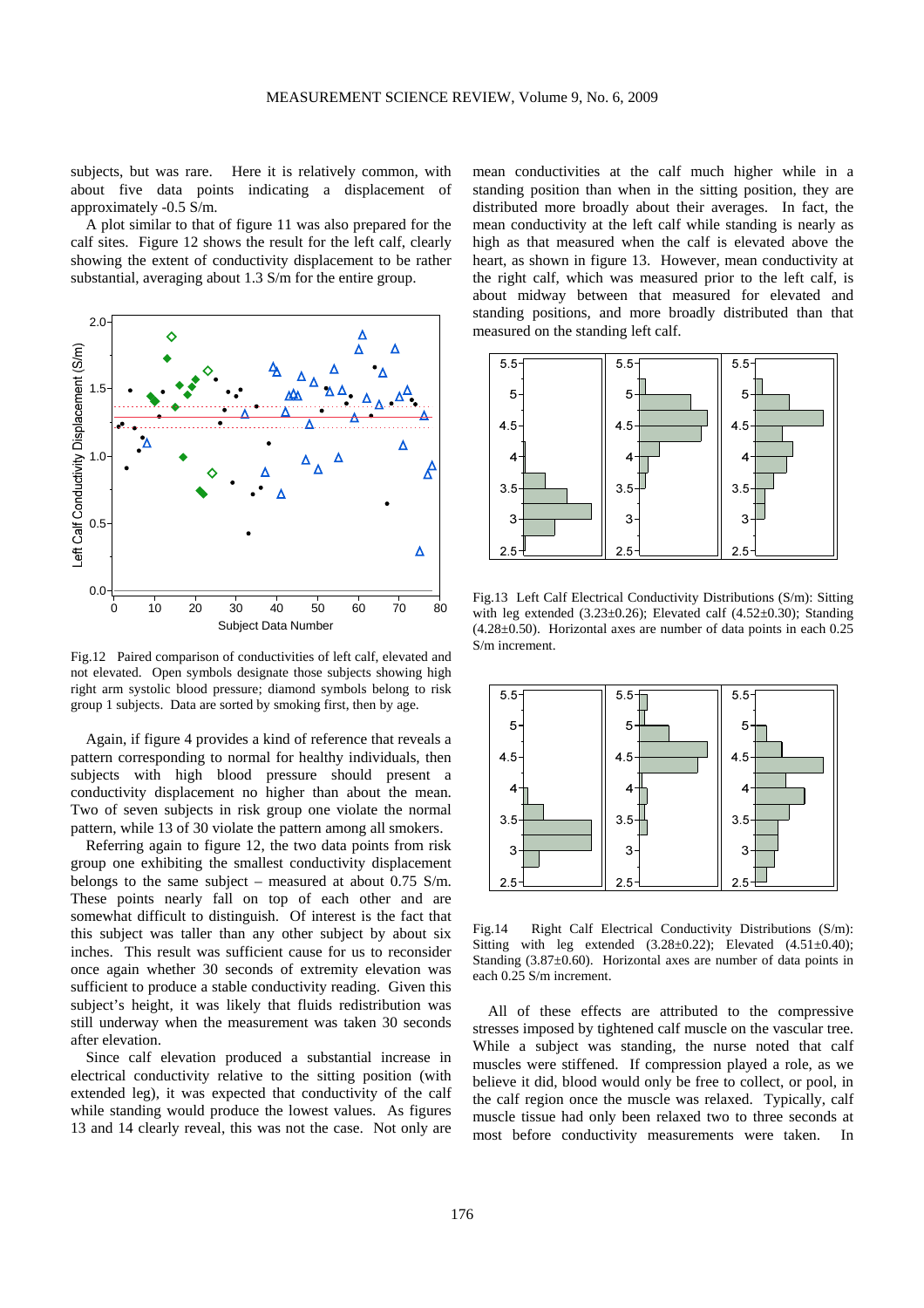subjects, but was rare. Here it is relatively common, with about five data points indicating a displacement of approximately -0.5 S/m.

A plot similar to that of figure 11 was also prepared for the calf sites. Figure 12 shows the result for the left calf, clearly showing the extent of conductivity displacement to be rather substantial, averaging about 1.3 S/m for the entire group.

Fig.12 Paired comparison of conductivities of left calf, elevated and not elevated. Open symbols designate those subjects showing high right arm systolic blood pressure; diamond symbols belong to risk group 1 subjects. Data are sorted by smoking first, then by age.

Again, if figure 4 provides a kind of reference that reveals a pattern corresponding to normal for healthy individuals, then subjects with high blood pressure should present a conductivity displacement no higher than about the mean. Two of seven subjects in risk group one violate the normal pattern, while 13 of 30 violate the pattern among all smokers.

Referring again to figure 12, the two data points from risk group one exhibiting the smallest conductivity displacement belongs to the same subject – measured at about 0.75 S/m. These points nearly fall on top of each other and are somewhat difficult to distinguish. Of interest is the fact that this subject was taller than any other subject by about six inches. This result was sufficient cause for us to reconsider once again whether 30 seconds of extremity elevation was sufficient to produce a stable conductivity reading. Given this subject's height, it was likely that fluids redistribution was still underway when the measurement was taken 30 seconds after elevation.

Since calf elevation produced a substantial increase in electrical conductivity relative to the sitting position (with extended leg), it was expected that conductivity of the calf while standing would produce the lowest values. As figures 13 and 14 clearly reveal, this was not the case. Not only are mean conductivities at the calf much higher while in a standing position than when in the sitting position, they are distributed more broadly about their averages. In fact, the mean conductivity at the left calf while standing is nearly as high as that measured when the calf is elevated above the heart, as shown in figure 13. However, mean conductivity at the right calf, which was measured prior to the left calf, is about midway between that measured for elevated and standing positions, and more broadly distributed than that measured on the standing left calf.

Fig.13 Left Calf Electrical Conductivity Distributions (S/m): Sitting with leg extended (3.23±0.26); Elevated calf (4.52±0.30); Standing (4.28±0.50). Horizontal axes are number of data points in each 0.25 S/m increment.

Fig.14 Right Calf Electrical Conductivity Distributions (S/m): Sitting with leg extended (3.28±0.22); Elevated (4.51±0.40); Standing (3.87±0.60). Horizontal axes are number of data points in each 0.25 S/m increment.

All of these effects are attributed to the compressive stresses imposed by tightened calf muscle on the vascular tree. While a subject was standing, the nurse noted that calf muscles were stiffened. If compression played a role, as we believe it did, blood would only be free to collect, or pool, in the calf region once the muscle was relaxed. Typically, calf muscle tissue had only been relaxed two to three seconds at most before conductivity measurements were taken. In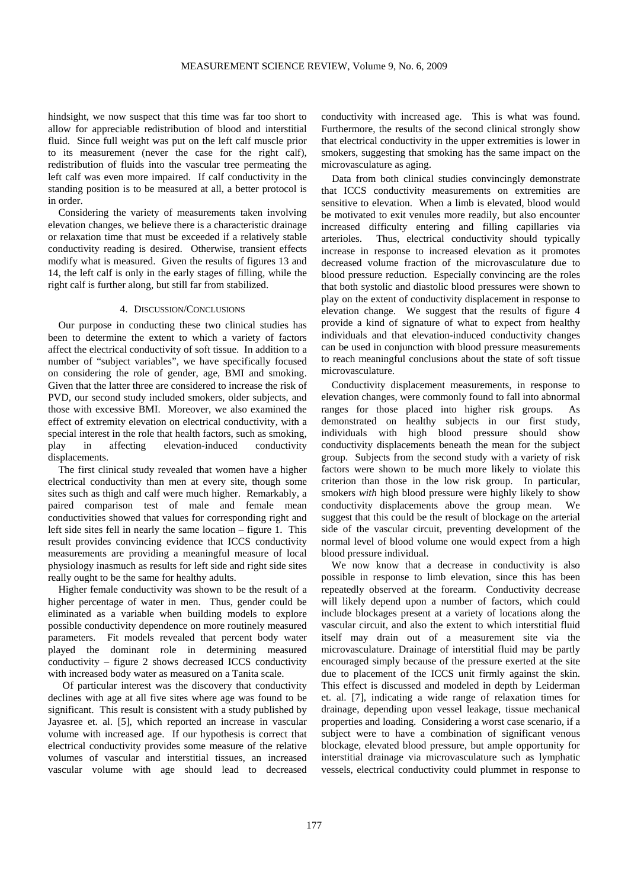hindsight, we now suspect that this time was far too short to allow for appreciable redistribution of blood and interstitial fluid. Since full weight was put on the left calf muscle prior to its measurement (never the case for the right calf), redistribution of fluids into the vascular tree permeating the left calf was even more impaired. If calf conductivity in the standing position is to be measured at all, a better protocol is in order.

Considering the variety of measurements taken involving elevation changes, we believe there is a characteristic drainage or relaxation time that must be exceeded if a relatively stable conductivity reading is desired. Otherwise, transient effects modify what is measured. Given the results of figures 13 and 14, the left calf is only in the early stages of filling, while the right calf is further along, but still far from stabilized.

## 4. Discussion/Conclusions

Our purpose in conducting these two clinical studies has been to determine the extent to which a variety of factors affect the electrical conductivity of soft tissue. In addition to a number of "subject variables", we have specifically focused on considering the role of gender, age, BMI and smoking. Given that the latter three are considered to increase the risk of PVD, our second study included smokers, older subjects, and those with excessive BMI. Moreover, we also examined the effect of extremity elevation on electrical conductivity, with a special interest in the role that health factors, such as smoking, play in affecting elevation-induced conductivity displacements.

The first clinical study revealed that women have a higher electrical conductivity than men at every site, though some sites such as thigh and calf were much higher. Remarkably, a paired comparison test of male and female mean conductivities showed that values for corresponding right and left side sites fell in nearly the same location – figure 1. This result provides convincing evidence that ICCS conductivity measurements are providing a meaningful measure of local physiology inasmuch as results for left side and right side sites really ought to be the same for healthy adults.

Higher female conductivity was shown to be the result of a higher percentage of water in men. Thus, gender could be eliminated as a variable when building models to explore possible conductivity dependence on more routinely measured parameters. Fit models revealed that percent body water played the dominant role in determining measured conductivity – figure 2 shows decreased ICCS conductivity with increased body water as measured on a Tanita scale.

Of particular interest was the discovery that conductivity declines with age at all five sites where age was found to be significant. This result is consistent with a study published by Jayasree et. al. [5], which reported an increase in vascular volume with increased age. If our hypothesis is correct that electrical conductivity provides some measure of the relative volumes of vascular and interstitial tissues, an increased vascular volume with age should lead to decreased conductivity with increased age. This is what was found. Furthermore, the results of the second clinical strongly show that electrical conductivity in the upper extremities is lower in smokers, suggesting that smoking has the same impact on the microvasculature as aging.

Data from both clinical studies convincingly demonstrate that ICCS conductivity measurements on extremities are sensitive to elevation. When a limb is elevated, blood would be motivated to exit venules more readily, but also encounter increased difficulty entering and filling capillaries via arterioles. Thus, electrical conductivity should typically increase in response to increased elevation as it promotes decreased volume fraction of the microvasculature due to blood pressure reduction. Especially convincing are the roles that both systolic and diastolic blood pressures were shown to play on the extent of conductivity displacement in response to elevation change. We suggest that the results of figure 4 provide a kind of signature of what to expect from healthy individuals and that elevation-induced conductivity changes can be used in conjunction with blood pressure measurements to reach meaningful conclusions about the state of soft tissue microvasculature.

Conductivity displacement measurements, in response to elevation changes, were commonly found to fall into abnormal ranges for those placed into higher risk groups. As demonstrated on healthy subjects in our first study, individuals with high blood pressure should show conductivity displacements beneath the mean for the subject group. Subjects from the second study with a variety of risk factors were shown to be much more likely to violate this criterion than those in the low risk group. In particular, smokers *with* high blood pressure were highly likely to show conductivity displacements above the group mean. We suggest that this could be the result of blockage on the arterial side of the vascular circuit, preventing development of the normal level of blood volume one would expect from a high blood pressure individual.

We now know that a decrease in conductivity is also possible in response to limb elevation, since this has been repeatedly observed at the forearm. Conductivity decrease will likely depend upon a number of factors, which could include blockages present at a variety of locations along the vascular circuit, and also the extent to which interstitial fluid itself may drain out of a measurement site via the microvasculature. Drainage of interstitial fluid may be partly encouraged simply because of the pressure exerted at the site due to placement of the ICCS unit firmly against the skin. This effect is discussed and modeled in depth by Leiderman et. al. [7], indicating a wide range of relaxation times for drainage, depending upon vessel leakage, tissue mechanical properties and loading. Considering a worst case scenario, if a subject were to have a combination of significant venous blockage, elevated blood pressure, but ample opportunity for interstitial drainage via microvasculature such as lymphatic vessels, electrical conductivity could plummet in response to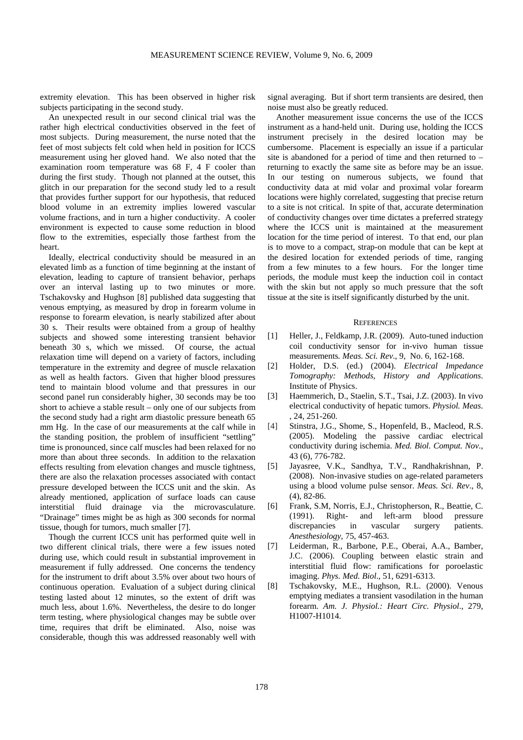extremity elevation. This has been observed in higher risk subjects participating in the second study.

An unexpected result in our second clinical trial was the rather high electrical conductivities observed in the feet of most subjects. During measurement, the nurse noted that the feet of most subjects felt cold when held in position for ICCS measurement using her gloved hand. We also noted that the examination room temperature was 68 F, 4 F cooler than during the first study. Though not planned at the outset, this glitch in our preparation for the second study led to a result that provides further support for our hypothesis, that reduced blood volume in an extremity implies lowered vascular volume fractions, and in turn a higher conductivity. A cooler environment is expected to cause some reduction in blood flow to the extremities, especially those farthest from the heart.

Ideally, electrical conductivity should be measured in an elevated limb as a function of time beginning at the instant of elevation, leading to capture of transient behavior, perhaps over an interval lasting up to two minutes or more. Tschakovsky and Hughson [8] published data suggesting that venous emptying, as measured by drop in forearm volume in response to forearm elevation, is nearly stabilized after about 30 s. Their results were obtained from a group of healthy subjects and showed some interesting transient behavior beneath 30 s, which we missed. Of course, the actual relaxation time will depend on a variety of factors, including temperature in the extremity and degree of muscle relaxation as well as health factors. Given that higher blood pressures tend to maintain blood volume and that pressures in our second panel run considerably higher, 30 seconds may be too short to achieve a stable result – only one of our subjects from the second study had a right arm diastolic pressure beneath 65 mm Hg. In the case of our measurements at the calf while in the standing position, the problem of insufficient "settling" time is pronounced, since calf muscles had been relaxed for no more than about three seconds. In addition to the relaxation effects resulting from elevation changes and muscle tightness, there are also the relaxation processes associated with contact pressure developed between the ICCS unit and the skin. As already mentioned, application of surface loads can cause interstitial fluid drainage via the microvasculature. "Drainage" times might be as high as 300 seconds for normal tissue, though for tumors, much smaller [7].

Though the current ICCS unit has performed quite well in two different clinical trials, there were a few issues noted during use, which could result in substantial improvement in measurement if fully addressed. One concerns the tendency for the instrument to drift about 3.5% over about two hours of continuous operation. Evaluation of a subject during clinical testing lasted about 12 minutes, so the extent of drift was much less, about 1.6%. Nevertheless, the desire to do longer term testing, where physiological changes may be subtle over time, requires that drift be eliminated. Also, noise was considerable, though this was addressed reasonably well with signal averaging. But if short term transients are desired, then noise must also be greatly reduced.

Another measurement issue concerns the use of the ICCS instrument as a hand-held unit. During use, holding the ICCS instrument precisely in the desired location may be cumbersome. Placement is especially an issue if a particular site is abandoned for a period of time and then returned to – returning to exactly the same site as before may be an issue. In our testing on numerous subjects, we found that conductivity data at mid volar and proximal volar forearm locations were highly correlated, suggesting that precise return to a site is not critical. In spite of that, accurate determination of conductivity changes over time dictates a preferred strategy where the ICCS unit is maintained at the measurement location for the time period of interest. To that end, our plan is to move to a compact, strap-on module that can be kept at the desired location for extended periods of time, ranging from a few minutes to a few hours. For the longer time periods, the module must keep the induction coil in contact with the skin but not apply so much pressure that the soft tissue at the site is itself significantly disturbed by the unit.

## REFERENCES

[1] Heller, J., Feldkamp, J.R. (2009). Auto-tuned induction coil conductivity sensor for in-vivo human tissue measurements. *Meas. Sci. Rev*., 9, No. 6, 162-168.

[2] Holder, D.S. (ed.) (2004). *Electrical Impedance Tomography: Methods, History and Applications*. Institute of Physics.

[3] Haemmerich, D., Staelin, S.T., Tsai, J.Z. (2003). In vivo electrical conductivity of hepatic tumors. *Physiol. Meas*. , 24, 251-260.

[4] Stinstra, J.G., Shome, S., Hopenfeld, B., Macleod, R.S. (2005). Modeling the passive cardiac electrical conductivity during ischemia. *Med. Biol. Comput. Nov.*, 43 (6), 776-782.

[5] Jayasree, V.K., Sandhya, T.V., Randhakrishnan, P. (2008). Non-invasive studies on age-related parameters using a blood volume pulse sensor. *Meas. Sci. Rev*., 8, (4), 82-86.

[6] Frank, S.M, Norris, E.J., Christopherson, R., Beattie, C. (1991). Right- and left-arm blood pressure discrepancies in vascular surgery patients. *Anesthesiology*, 75, 457-463.

[7] Leiderman, R., Barbone, P.E., Oberai, A.A., Bamber, J.C. (2006). Coupling between elastic strain and interstitial fluid flow: ramifications for poroelastic imaging. *Phys. Med. Biol*., 51, 6291-6313.

[8] Tschakovsky, M.E., Hughson, R.L. (2000). Venous emptying mediates a transient vasodilation in the human forearm. *Am. J. Physiol.: Heart Circ. Physiol.*, 279, H1007-H1014.